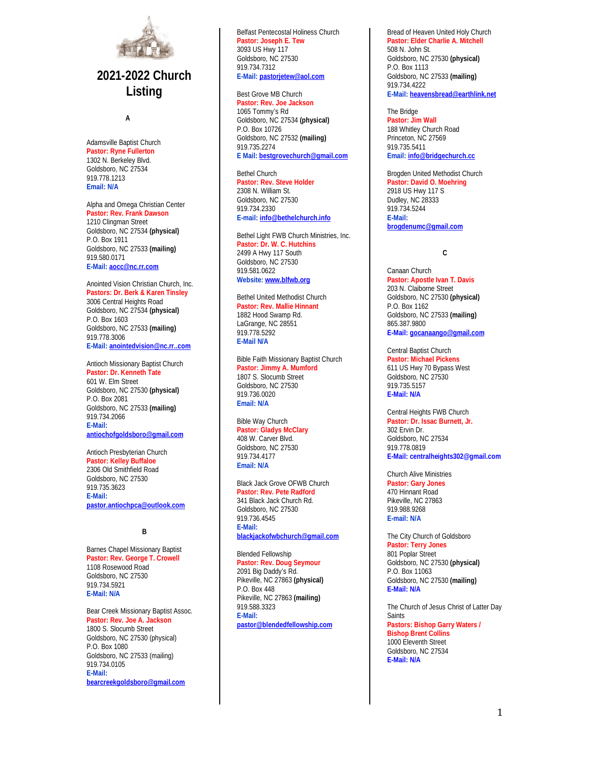# 2021-2022 Church Listing

## A

Adamsville Baptist Church
**Pastor: Ryne Fullerton**
1302 N. Berkeley Blvd.
Goldsboro, NC 27534
919.778.1213
**Email: N/A**

Alpha and Omega Christian Center
**Pastor: Rev. Frank Dawson**
1210 Clingman Street
Goldsboro, NC 27534 **(physical)**
P.O. Box 1911
Goldsboro, NC 27533 **(mailing)**
919.580.0171
**E-Mail: aocc@nc.rr.com**

Anointed Vision Christian Church, Inc.
**Pastors: Dr. Berk & Karen Tinsley**
3006 Central Heights Road
Goldsboro, NC 27534 **(physical)**
P.O. Box 1603
Goldsboro, NC 27533 **(mailing)**
919.778.3006
**E-Mail: anointedvision@nc.rr..com**

Antioch Missionary Baptist Church
**Pastor: Dr. Kenneth Tate**
601 W. Elm Street
Goldsboro, NC 27530 **(physical)**
P.O. Box 2081
Goldsboro, NC 27533 **(mailing)**
919.734.2066
**E-Mail: antiochofgoldsboro@gmail.com**

Antioch Presbyterian Church
**Pastor: Kelley Buffaloe**
2306 Old Smithfield Road
Goldsboro, NC 27530
919.735.3623
**E-Mail: pastor.antiochpca@outlook.com**

## B

Barnes Chapel Missionary Baptist
**Pastor: Rev. George T. Crowell**
1108 Rosewood Road
Goldsboro, NC 27530
919.734.5921
**E-Mail: N/A**

Bear Creek Missionary Baptist Assoc.
**Pastor: Rev. Joe A. Jackson**
1800 S. Slocumb Street
Goldsboro, NC 27530 (physical)
P.O. Box 1080
Goldsboro, NC 27533 (mailing)
919.734.0105
**E-Mail: bearcreekgoldsboro@gmail.com**

Belfast Pentecostal Holiness Church
**Pastor: Joseph E. Tew**
3093 US Hwy 117
Goldsboro, NC 27530
919.734.7312
**E-Mail: pastorjetew@aol.com**

Best Grove MB Church
**Pastor: Rev. Joe Jackson**
1065 Tommy's Rd
Goldsboro, NC 27534 **(physical)**
P.O. Box 10726
Goldsboro, NC 27532 **(mailing)**
919.735.2274
**E Mail: bestgrovechurch@gmail.com**

Bethel Church
**Pastor: Rev. Steve Holder**
2308 N. William St.
Goldsboro, NC 27530
919.734.2330
**E-mail: info@bethelchurch.info**

Bethel Light FWB Church Ministries, Inc.
**Pastor: Dr. W. C. Hutchins**
2499 A Hwy 117 South
Goldsboro, NC 27530
919.581.0622
**Website: www.blfwb.org**

Bethel United Methodist Church
**Pastor: Rev. Mallie Hinnant**
1882 Hood Swamp Rd.
LaGrange, NC 28551
919.778.5292
**E-Mail N/A**

Bible Faith Missionary Baptist Church
**Pastor: Jimmy A. Mumford**
1807 S. Slocumb Street
Goldsboro, NC 27530
919.736.0020
**Email: N/A**

Bible Way Church
**Pastor: Gladys McClary**
408 W. Carver Blvd.
Goldsboro, NC 27530
919.734.4177
**Email: N/A**

Black Jack Grove OFWB Church
**Pastor: Rev. Pete Radford**
341 Black Jack Church Rd.
Goldsboro, NC 27530
919.736.4545
**E-Mail: blackjackofwbchurch@gmail.com**

Blended Fellowship
**Pastor: Rev. Doug Seymour**
2091 Big Daddy's Rd.
Pikeville, NC 27863 **(physical)**
P.O. Box 448
Pikeville, NC 27863 **(mailing)**
919.588.3323
**E-Mail: pastor@blendedfellowship.com**

Bread of Heaven United Holy Church
**Pastor: Elder Charlie A. Mitchell**
508 N. John St.
Goldsboro, NC 27530 **(physical)**
P.O. Box 1113
Goldsboro, NC 27533 **(mailing)**
919.734.4222
**E-Mail: heavensbread@earthlink.net**

The Bridge
**Pastor: Jim Wall**
188 Whitley Church Road
Princeton, NC 27569
919.735.5411
**Email: info@bridgechurch.cc**

Brogden United Methodist Church
**Pastor: David O. Moehring**
2918 US Hwy 117 S
Dudley, NC 28333
919.734.5244
**E-Mail: brogdenumc@gmail.com**

## C

Canaan Church
**Pastor: Apostle Ivan T. Davis**
203 N. Claiborne Street
Goldsboro, NC 27530 **(physical)**
P.O. Box 1162
Goldsboro, NC 27533 **(mailing)**
865.387.9800
**E-Mail: gocanaango@gmail.com**

Central Baptist Church
**Pastor: Michael Pickens**
611 US Hwy 70 Bypass West
Goldsboro, NC 27530
919.735.5157
**E-Mail: N/A**

Central Heights FWB Church
**Pastor: Dr. Issac Burnett, Jr.**
302 Ervin Dr.
Goldsboro, NC 27534
919.778.0819
**E-Mail: centralheights302@gmail.com**

Church Alive Ministries
**Pastor: Gary Jones**
470 Hinnant Road
Pikeville, NC 27863
919.988.9268
**E-mail: N/A**

The City Church of Goldsboro
**Pastor: Terry Jones**
801 Poplar Street
Goldsboro, NC 27530 **(physical)**
P.O. Box 11063
Goldsboro, NC 27530 **(mailing)**
**E-Mail: N/A**

The Church of Jesus Christ of Latter Day Saints
**Pastors: Bishop Garry Waters / Bishop Brent Collins**
1000 Eleventh Street
Goldsboro, NC 27534
**E-Mail: N/A**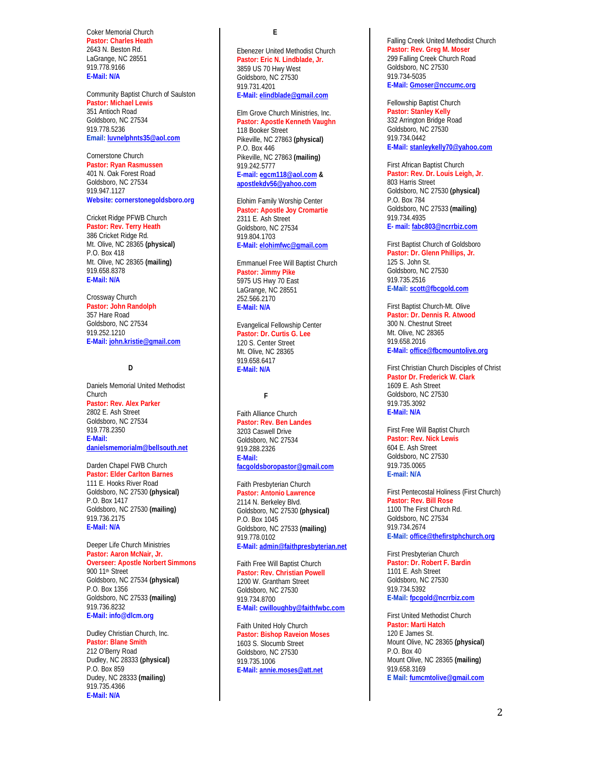Coker Memorial Church
**Pastor: Charles Heath**
2643 N. Beston Rd.
LaGrange, NC 28551
919.778.9166
**E-Mail: N/A**

Community Baptist Church of Saulston
**Pastor: Michael Lewis**
351 Antioch Road
Goldsboro, NC 27534
919.778.5236
**Email: luvnelphnts35@aol.com**

Cornerstone Church
**Pastor: Ryan Rasmussen**
401 N. Oak Forest Road
Goldsboro, NC 27534
919.947.1127
**Website: cornerstonegoldsboro.org**

Cricket Ridge PFWB Church
**Pastor: Rev. Terry Heath**
386 Cricket Ridge Rd.
Mt. Olive, NC 28365 **(physical)**
P.O. Box 418
Mt. Olive, NC 28365 **(mailing)**
919.658.8378
**E-Mail: N/A**

Crossway Church
**Pastor: John Randolph**
357 Hare Road
Goldsboro, NC 27534
919.252.1210
**E-Mail: john.kristie@gmail.com**

## D

Daniels Memorial United Methodist Church
**Pastor: Rev. Alex Parker**
2802 E. Ash Street
Goldsboro, NC 27534
919.778.2350
**E-Mail: danielsmemorialm@bellsouth.net**

Darden Chapel FWB Church
**Pastor: Elder Carlton Barnes**
111 E. Hooks River Road
Goldsboro, NC 27530 **(physical)**
P.O. Box 1417
Goldsboro, NC 27530 **(mailing)**
919.736.2175
**E-Mail: N/A**

Deeper Life Church Ministries
**Pastor: Aaron McNair, Jr.**
**Overseer: Apostle Norbert Simmons**
900 11th Street
Goldsboro, NC 27534 **(physical)**
P.O. Box 1356
Goldsboro, NC 27533 **(mailing)**
919.736.8232
**E-Mail: info@dlcm.org**

Dudley Christian Church, Inc.
**Pastor: Blane Smith**
212 O'Berry Road
Dudley, NC 28333 **(physical)**
P.O. Box 859
Dudey, NC 28333 **(mailing)**
919.735.4366
**E-Mail: N/A**

## E

Ebenezer United Methodist Church
**Pastor: Eric N. Lindblade, Jr.**
3859 US 70 Hwy West
Goldsboro, NC 27530
919.731.4201
**E-Mail: elindblade@gmail.com**

Elm Grove Church Ministries, Inc.
**Pastor: Apostle Kenneth Vaughn**
118 Booker Street
Pikeville, NC 27863 **(physical)**
P.O. Box 446
Pikeville, NC 27863 **(mailing)**
919.242.5777
**E-mail: egcm118@aol.com & apostlekdv56@yahoo.com**

Elohim Family Worship Center
**Pastor: Apostle Joy Cromartie**
2311 E. Ash Street
Goldsboro, NC 27534
919.804.1703
**E-Mail: elohimfwc@gmail.com**

Emmanuel Free Will Baptist Church
**Pastor: Jimmy Pike**
5975 US Hwy 70 East
LaGrange, NC 28551
252.566.2170
**E-Mail: N/A**

Evangelical Fellowship Center
**Pastor: Dr. Curtis G. Lee**
120 S. Center Street
Mt. Olive, NC 28365
919.658.6417
**E-Mail: N/A**

## F

Faith Alliance Church
**Pastor: Rev. Ben Landes**
3203 Caswell Drive
Goldsboro, NC 27534
919.288.2326
**E-Mail: facgoldsboropastor@gmail.com**

Faith Presbyterian Church
**Pastor: Antonio Lawrence**
2114 N. Berkeley Blvd.
Goldsboro, NC 27530 **(physical)**
P.O. Box 1045
Goldsboro, NC 27533 **(mailing)**
919.778.0102
**E-Mail: admin@faithpresbyterian.net**

Faith Free Will Baptist Church
**Pastor: Rev. Christian Powell**
1200 W. Grantham Street
Goldsboro, NC 27530
919.734.8700
**E-Mail: cwilloughby@faithfwbc.com**

Faith United Holy Church
**Pastor: Bishop Raveion Moses**
1603 S. Slocumb Street
Goldsboro, NC 27530
919.735.1006
**E-Mail: annie.moses@att.net**

Falling Creek United Methodist Church
**Pastor: Rev. Greg M. Moser**
299 Falling Creek Church Road
Goldsboro, NC 27530
919.734-5035
**E-Mail: Gmoser@nccumc.org**

Fellowship Baptist Church
**Pastor: Stanley Kelly**
332 Arrington Bridge Road
Goldsboro, NC 27530
919.734.0442
**E-Mail: stanleykelly70@yahoo.com**

First African Baptist Church
**Pastor: Rev. Dr. Louis Leigh, Jr.**
803 Harris Street
Goldsboro, NC 27530 **(physical)**
P.O. Box 784
Goldsboro, NC 27533 **(mailing)**
919.734.4935
**E- mail: fabc803@ncrrbiz.com**

First Baptist Church of Goldsboro
**Pastor: Dr. Glenn Phillips, Jr.**
125 S. John St.
Goldsboro, NC 27530
919.735.2516
**E-Mail: scott@fbcgold.com**

First Baptist Church-Mt. Olive
**Pastor: Dr. Dennis R. Atwood**
300 N. Chestnut Street
Mt. Olive, NC 28365
919.658.2016
**E-Mail: office@fbcmountolive.org**

First Christian Church Disciples of Christ
**Pastor Dr. Frederick W. Clark**
1609 E. Ash Street
Goldsboro, NC 27530
919.735.3092
**E-Mail: N/A**

First Free Will Baptist Church
**Pastor: Rev. Nick Lewis**
604 E. Ash Street
Goldsboro, NC 27530
919.735.0065
**E-mail: N/A**

First Pentecostal Holiness (First Church)
**Pastor: Rev. Bill Rose**
1100 The First Church Rd.
Goldsboro, NC 27534
919.734.2674
**E-Mail: office@thefirstphchurch.org**

First Presbyterian Church
**Pastor: Dr. Robert F. Bardin**
1101 E. Ash Street
Goldsboro, NC 27530
919.734.5392
**E-Mail: fpcgold@ncrrbiz.com**

First United Methodist Church
**Pastor: Marti Hatch**
120 E James St.
Mount Olive, NC 28365 **(physical)**
P.O. Box 40
Mount Olive, NC 28365 **(mailing)**
919.658.3169
**E Mail: fumcmtolive@gmail.com**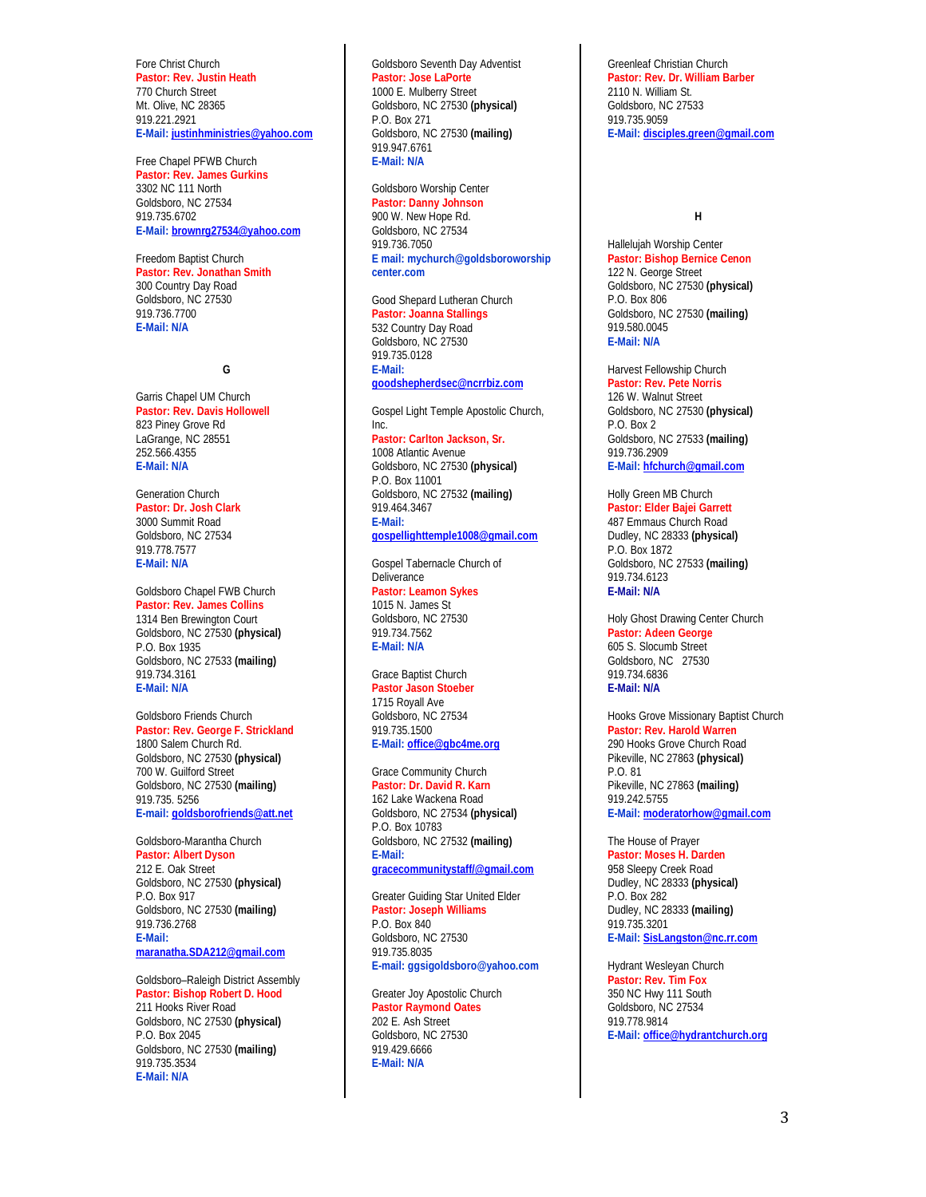Fore Christ Church
**Pastor: Rev. Justin Heath**
770 Church Street
Mt. Olive, NC 28365
919.221.2921
**E-Mail: justinhministries@yahoo.com**

Free Chapel PFWB Church
**Pastor: Rev. James Gurkins**
3302 NC 111 North
Goldsboro, NC 27534
919.735.6702
**E-Mail: brownrg27534@yahoo.com**

Freedom Baptist Church
**Pastor: Rev. Jonathan Smith**
300 Country Day Road
Goldsboro, NC 27530
919.736.7700
**E-Mail: N/A**

### G

Garris Chapel UM Church
**Pastor: Rev. Davis Hollowell**
823 Piney Grove Rd
LaGrange, NC 28551
252.566.4355
**E-Mail: N/A**

Generation Church
**Pastor: Dr. Josh Clark**
3000 Summit Road
Goldsboro, NC 27534
919.778.7577
**E-Mail: N/A**

Goldsboro Chapel FWB Church
**Pastor: Rev. James Collins**
1314 Ben Brewington Court
Goldsboro, NC 27530 **(physical)**
P.O. Box 1935
Goldsboro, NC 27533 **(mailing)**
919.734.3161
**E-Mail: N/A**

Goldsboro Friends Church
**Pastor: Rev. George F. Strickland**
1800 Salem Church Rd.
Goldsboro, NC 27530 **(physical)**
700 W. Guilford Street
Goldsboro, NC 27530 **(mailing)**
919.735. 5256
**E-mail: goldsborofriends@att.net**

Goldsboro-Marantha Church
**Pastor: Albert Dyson**
212 E. Oak Street
Goldsboro, NC 27530 **(physical)**
P.O. Box 917
Goldsboro, NC 27530 **(mailing)**
919.736.2768
**E-Mail: maranatha.SDA212@gmail.com**

Goldsboro–Raleigh District Assembly
**Pastor: Bishop Robert D. Hood**
211 Hooks River Road
Goldsboro, NC 27530 **(physical)**
P.O. Box 2045
Goldsboro, NC 27530 **(mailing)**
919.735.3534
**E-Mail: N/A**

Goldsboro Seventh Day Adventist
**Pastor: Jose LaPorte**
1000 E. Mulberry Street
Goldsboro, NC 27530 **(physical)**
P.O. Box 271
Goldsboro, NC 27530 **(mailing)**
919.947.6761
**E-Mail: N/A**

Goldsboro Worship Center
**Pastor: Danny Johnson**
900 W. New Hope Rd.
Goldsboro, NC 27534
919.736.7050
**E mail: mychurch@goldsboroworshipcenter.com**

Good Shepard Lutheran Church
**Pastor: Joanna Stallings**
532 Country Day Road
Goldsboro, NC 27530
919.735.0128
**E-Mail: goodshepherdsec@ncrrbiz.com**

Gospel Light Temple Apostolic Church, Inc.
**Pastor: Carlton Jackson, Sr.**
1008 Atlantic Avenue
Goldsboro, NC 27530 **(physical)**
P.O. Box 11001
Goldsboro, NC 27532 **(mailing)**
919.464.3467
**E-Mail: gospellighttemple1008@gmail.com**

Gospel Tabernacle Church of Deliverance
**Pastor: Leamon Sykes**
1015 N. James St
Goldsboro, NC 27530
919.734.7562
**E-Mail: N/A**

Grace Baptist Church
**Pastor Jason Stoeber**
1715 Royall Ave
Goldsboro, NC 27534
919.735.1500
**E-Mail: office@gbc4me.org**

Grace Community Church
**Pastor: Dr. David R. Karn**
162 Lake Wackena Road
Goldsboro, NC 27534 **(physical)**
P.O. Box 10783
Goldsboro, NC 27532 **(mailing)**
**E-Mail: gracecommunitystaff@gmail.com**

Greater Guiding Star United Elder
**Pastor: Joseph Williams**
P.O. Box 840
Goldsboro, NC 27530
919.735.8035
**E-mail: ggsigoldsboro@yahoo.com**

Greater Joy Apostolic Church
**Pastor Raymond Oates**
202 E. Ash Street
Goldsboro, NC 27530
919.429.6666
**E-Mail: N/A**

Greenleaf Christian Church
**Pastor: Rev. Dr. William Barber**
2110 N. William St.
Goldsboro, NC 27533
919.735.9059
**E-Mail: disciples.green@gmail.com**

### H

Hallelujah Worship Center
**Pastor: Bishop Bernice Cenon**
122 N. George Street
Goldsboro, NC 27530 **(physical)**
P.O. Box 806
Goldsboro, NC 27530 **(mailing)**
919.580.0045
**E-Mail: N/A**

Harvest Fellowship Church
**Pastor: Rev. Pete Norris**
126 W. Walnut Street
Goldsboro, NC 27530 **(physical)**
P.O. Box 2
Goldsboro, NC 27533 **(mailing)**
919.736.2909
**E-Mail: hfchurch@gmail.com**

Holly Green MB Church
**Pastor: Elder Bajei Garrett**
487 Emmaus Church Road
Dudley, NC 28333 **(physical)**
P.O. Box 1872
Goldsboro, NC 27533 **(mailing)**
919.734.6123
**E-Mail: N/A**

Holy Ghost Drawing Center Church
**Pastor: Adeen George**
605 S. Slocumb Street
Goldsboro, NC 27530
919.734.6836
**E-Mail: N/A**

Hooks Grove Missionary Baptist Church
**Pastor: Rev. Harold Warren**
290 Hooks Grove Church Road
Pikeville, NC 27863 **(physical)**
P.O. 81
Pikeville, NC 27863 **(mailing)**
919.242.5755
**E-Mail: moderatorhow@gmail.com**

The House of Prayer
**Pastor: Moses H. Darden**
958 Sleepy Creek Road
Dudley, NC 28333 **(physical)**
P.O. Box 282
Dudley, NC 28333 **(mailing)**
919.735.3201
**E-Mail: SisLangston@nc.rr.com**

Hydrant Wesleyan Church
**Pastor: Rev. Tim Fox**
350 NC Hwy 111 South
Goldsboro, NC 27534
919.778.9814
**E-Mail: office@hydrantchurch.org**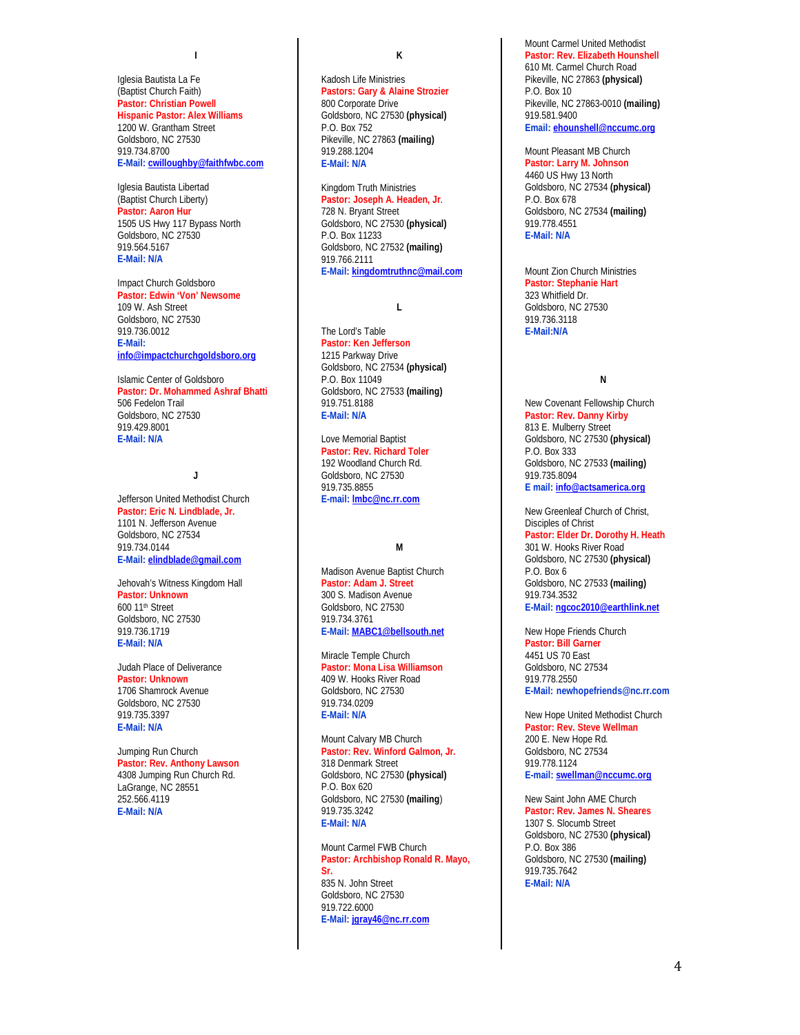## I

Iglesia Bautista La Fe
(Baptist Church Faith)
**Pastor: Christian Powell**
**Hispanic Pastor: Alex Williams**
1200 W. Grantham Street
Goldsboro, NC 27530
919.734.8700
**E-Mail: cwilloughby@faithfwbc.com**

Iglesia Bautista Libertad
(Baptist Church Liberty)
**Pastor: Aaron Hur**
1505 US Hwy 117 Bypass North
Goldsboro, NC 27530
919.564.5167
**E-Mail: N/A**

Impact Church Goldsboro
**Pastor: Edwin 'Von' Newsome**
109 W. Ash Street
Goldsboro, NC 27530
919.736.0012
**E-Mail: info@impactchurchgoldsboro.org**

Islamic Center of Goldsboro
**Pastor: Dr. Mohammed Ashraf Bhatti**
506 Fedelon Trail
Goldsboro, NC 27530
919.429.8001
**E-Mail: N/A**

## J

Jefferson United Methodist Church
**Pastor: Eric N. Lindblade, Jr.**
1101 N. Jefferson Avenue
Goldsboro, NC 27534
919.734.0144
**E-Mail: elindblade@gmail.com**

Jehovah's Witness Kingdom Hall
**Pastor: Unknown**
600 11th Street
Goldsboro, NC 27530
919.736.1719
**E-Mail: N/A**

Judah Place of Deliverance
**Pastor: Unknown**
1706 Shamrock Avenue
Goldsboro, NC 27530
919.735.3397
**E-Mail: N/A**

Jumping Run Church
**Pastor: Rev. Anthony Lawson**
4308 Jumping Run Church Rd.
LaGrange, NC 28551
252.566.4119
**E-Mail: N/A**

## K

Kadosh Life Ministries
**Pastors: Gary & Alaine Strozier**
800 Corporate Drive
Goldsboro, NC 27530 **(physical)**
P.O. Box 752
Pikeville, NC 27863 **(mailing)**
919.288.1204
**E-Mail: N/A**

Kingdom Truth Ministries
**Pastor: Joseph A. Headen, Jr.**
728 N. Bryant Street
Goldsboro, NC 27530 **(physical)**
P.O. Box 11233
Goldsboro, NC 27532 **(mailing)**
919.766.2111
**E-Mail: kingdomtruthnc@mail.com**

## L

The Lord's Table
**Pastor: Ken Jefferson**
1215 Parkway Drive
Goldsboro, NC 27534 **(physical)**
P.O. Box 11049
Goldsboro, NC 27533 **(mailing)**
919.751.8188
**E-Mail: N/A**

Love Memorial Baptist
**Pastor: Rev. Richard Toler**
192 Woodland Church Rd.
Goldsboro, NC 27530
919.735.8855
**E-mail: lmbc@nc.rr.com**

## M

Madison Avenue Baptist Church
**Pastor: Adam J. Street**
300 S. Madison Avenue
Goldsboro, NC 27530
919.734.3761
**E-Mail: MABC1@bellsouth.net**

Miracle Temple Church
**Pastor: Mona Lisa Williamson**
409 W. Hooks River Road
Goldsboro, NC 27530
919.734.0209
**E-Mail: N/A**

Mount Calvary MB Church
**Pastor: Rev. Winford Galmon, Jr.**
318 Denmark Street
Goldsboro, NC 27530 **(physical)**
P.O. Box 620
Goldsboro, NC 27530 **(mailing)**
919.735.3242
**E-Mail: N/A**

Mount Carmel FWB Church
**Pastor: Archbishop Ronald R. Mayo, Sr.**
835 N. John Street
Goldsboro, NC 27530
919.722.6000
**E-Mail: jgray46@nc.rr.com**

Mount Carmel United Methodist
**Pastor: Rev. Elizabeth Hounshell**
610 Mt. Carmel Church Road
Pikeville, NC 27863 **(physical)**
P.O. Box 10
Pikeville, NC 27863-0010 **(mailing)**
919.581.9400
**Email: ehounshell@nccumc.org**

Mount Pleasant MB Church
**Pastor: Larry M. Johnson**
4460 US Hwy 13 North
Goldsboro, NC 27534 **(physical)**
P.O. Box 678
Goldsboro, NC 27534 **(mailing)**
919.778.4551
**E-Mail: N/A**

Mount Zion Church Ministries
**Pastor: Stephanie Hart**
323 Whitfield Dr.
Goldsboro, NC 27530
919.736.3118
**E-Mail:N/A**

## N

New Covenant Fellowship Church
**Pastor: Rev. Danny Kirby**
813 E. Mulberry Street
Goldsboro, NC 27530 **(physical)**
P.O. Box 333
Goldsboro, NC 27533 **(mailing)**
919.735.8094
**E mail: info@actsamerica.org**

New Greenleaf Church of Christ, Disciples of Christ
**Pastor: Elder Dr. Dorothy H. Heath**
301 W. Hooks River Road
Goldsboro, NC 27530 **(physical)**
P.O. Box 6
Goldsboro, NC 27533 **(mailing)**
919.734.3532
**E-Mail: ngcoc2010@earthlink.net**

New Hope Friends Church
**Pastor: Bill Garner**
4451 US 70 East
Goldsboro, NC 27534
919.778.2550
**E-Mail: newhopefriends@nc.rr.com**

New Hope United Methodist Church
**Pastor: Rev. Steve Wellman**
200 E. New Hope Rd.
Goldsboro, NC 27534
919.778.1124
**E-mail: swellman@nccumc.org**

New Saint John AME Church
**Pastor: Rev. James N. Sheares**
1307 S. Slocumb Street
Goldsboro, NC 27530 **(physical)**
P.O. Box 386
Goldsboro, NC 27530 **(mailing)**
919.735.7642
**E-Mail: N/A**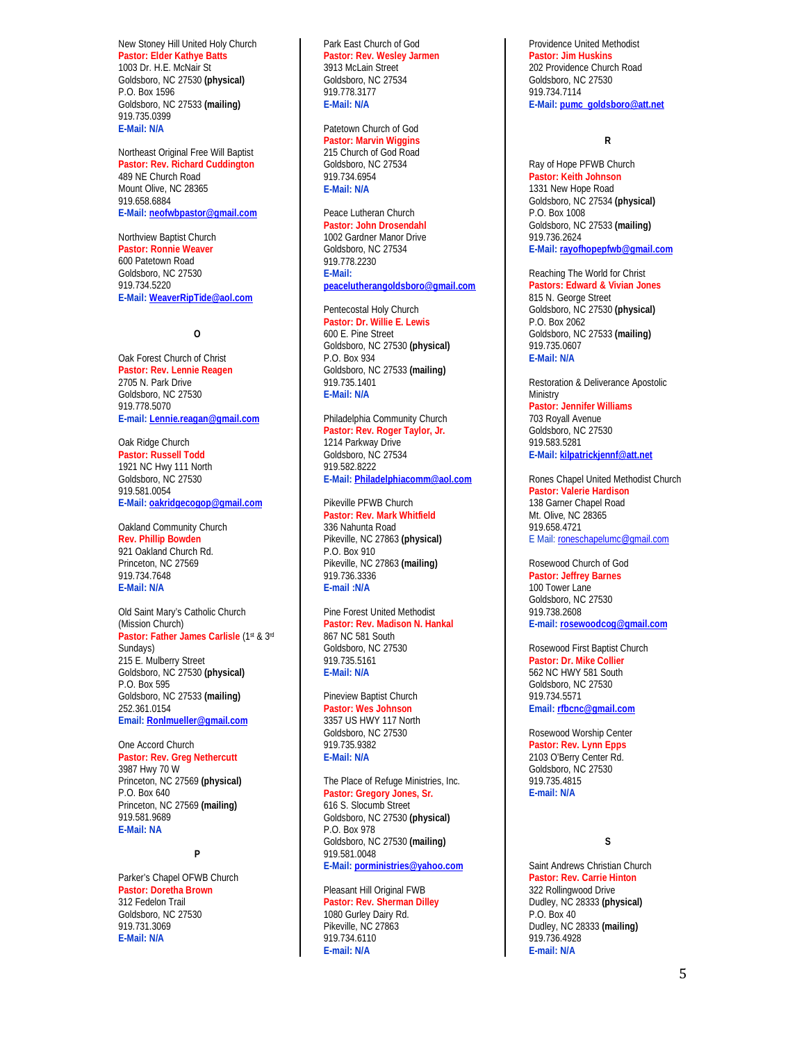New Stoney Hill United Holy Church
**Pastor: Elder Kathye Batts**
1003 Dr. H.E. McNair St
Goldsboro, NC 27530 **(physical)**
P.O. Box 1596
Goldsboro, NC 27533 **(mailing)**
919.735.0399
**E-Mail: N/A**

Northeast Original Free Will Baptist
**Pastor: Rev. Richard Cuddington**
489 NE Church Road
Mount Olive, NC 28365
919.658.6884
**E-Mail: neofwbpastor@gmail.com**

Northview Baptist Church
**Pastor: Ronnie Weaver**
600 Patetown Road
Goldsboro, NC 27530
919.734.5220
**E-Mail: WeaverRipTide@aol.com**

**O**

Oak Forest Church of Christ
**Pastor: Rev. Lennie Reagen**
2705 N. Park Drive
Goldsboro, NC 27530
919.778.5070
**E-mail: Lennie.reagan@gmail.com**

Oak Ridge Church
**Pastor: Russell Todd**
1921 NC Hwy 111 North
Goldsboro, NC 27530
919.581.0054
**E-Mail: oakridgecogop@gmail.com**

Oakland Community Church
**Rev. Phillip Bowden**
921 Oakland Church Rd.
Princeton, NC 27569
919.734.7648
**E-Mail: N/A**

Old Saint Mary's Catholic Church
(Mission Church)
**Pastor: Father James Carlisle** (1st & 3rd Sundays)
215 E. Mulberry Street
Goldsboro, NC 27530 **(physical)**
P.O. Box 595
Goldsboro, NC 27533 **(mailing)**
252.361.0154
**Email: Ronlmueller@gmail.com**

One Accord Church
**Pastor: Rev. Greg Nethercutt**
3987 Hwy 70 W
Princeton, NC 27569 **(physical)**
P.O. Box 640
Princeton, NC 27569 **(mailing)**
919.581.9689
**E-Mail: NA**

**P**

Parker's Chapel OFWB Church
**Pastor: Doretha Brown**
312 Fedelon Trail
Goldsboro, NC 27530
919.731.3069
**E-Mail: N/A**

Park East Church of God
**Pastor: Rev. Wesley Jarmen**
3913 McLain Street
Goldsboro, NC 27534
919.778.3177
**E-Mail: N/A**

Patetown Church of God
**Pastor: Marvin Wiggins**
215 Church of God Road
Goldsboro, NC 27534
919.734.6954
**E-Mail: N/A**

Peace Lutheran Church
**Pastor: John Drosendahl**
1002 Gardner Manor Drive
Goldsboro, NC 27534
919.778.2230
**E-Mail: peacelutherangoldsboro@gmail.com**

Pentecostal Holy Church
**Pastor: Dr. Willie E. Lewis**
600 E. Pine Street
Goldsboro, NC 27530 **(physical)**
P.O. Box 934
Goldsboro, NC 27533 **(mailing)**
919.735.1401
**E-Mail: N/A**

Philadelphia Community Church
**Pastor: Rev. Roger Taylor, Jr.**
1214 Parkway Drive
Goldsboro, NC 27534
919.582.8222
**E-Mail: Philadelphiacomm@aol.com**

Pikeville PFWB Church
**Pastor: Rev. Mark Whitfield**
336 Nahunta Road
Pikeville, NC 27863 **(physical)**
P.O. Box 910
Pikeville, NC 27863 **(mailing)**
919.736.3336
**E-mail :N/A**

Pine Forest United Methodist
**Pastor: Rev. Madison N. Hankal**
867 NC 581 South
Goldsboro, NC 27530
919.735.5161
**E-Mail: N/A**

Pineview Baptist Church
**Pastor: Wes Johnson**
3357 US HWY 117 North
Goldsboro, NC 27530
919.735.9382
**E-Mail: N/A**

The Place of Refuge Ministries, Inc.
**Pastor: Gregory Jones, Sr.**
616 S. Slocumb Street
Goldsboro, NC 27530 **(physical)**
P.O. Box 978
Goldsboro, NC 27530 **(mailing)**
919.581.0048
**E-Mail: porministries@yahoo.com**

Pleasant Hill Original FWB
**Pastor: Rev. Sherman Dilley**
1080 Gurley Dairy Rd.
Pikeville, NC 27863
919.734.6110
**E-mail: N/A**

Providence United Methodist
**Pastor: Jim Huskins**
202 Providence Church Road
Goldsboro, NC 27530
919.734.7114
**E-Mail: pumc_goldsboro@att.net**

**R**

Ray of Hope PFWB Church
**Pastor: Keith Johnson**
1331 New Hope Road
Goldsboro, NC 27534 **(physical)**
P.O. Box 1008
Goldsboro, NC 27533 **(mailing)**
919.736.2624
**E-Mail: rayofhopepfwb@gmail.com**

Reaching The World for Christ
**Pastors: Edward & Vivian Jones**
815 N. George Street
Goldsboro, NC 27530 **(physical)**
P.O. Box 2062
Goldsboro, NC 27533 **(mailing)**
919.735.0607
**E-Mail: N/A**

Restoration & Deliverance Apostolic Ministry
**Pastor: Jennifer Williams**
703 Royall Avenue
Goldsboro, NC 27530
919.583.5281
**E-Mail: kilpatrickjennf@att.net**

Rones Chapel United Methodist Church
**Pastor: Valerie Hardison**
138 Garner Chapel Road
Mt. Olive, NC 28365
919.658.4721
E Mail: roneschapelumc@gmail.com

Rosewood Church of God
**Pastor: Jeffrey Barnes**
100 Tower Lane
Goldsboro, NC 27530
919.738.2608
**E-mail: rosewoodcog@gmail.com**

Rosewood First Baptist Church
**Pastor: Dr. Mike Collier**
562 NC HWY 581 South
Goldsboro, NC 27530
919.734.5571
**Email: rfbcnc@gmail.com**

Rosewood Worship Center
**Pastor: Rev. Lynn Epps**
2103 O'Berry Center Rd.
Goldsboro, NC 27530
919.735.4815
**E-mail: N/A**

**S**

Saint Andrews Christian Church
**Pastor: Rev. Carrie Hinton**
322 Rollingwood Drive
Dudley, NC 28333 **(physical)**
P.O. Box 40
Dudley, NC 28333 **(mailing)**
919.736.4928
**E-Mail: N/A**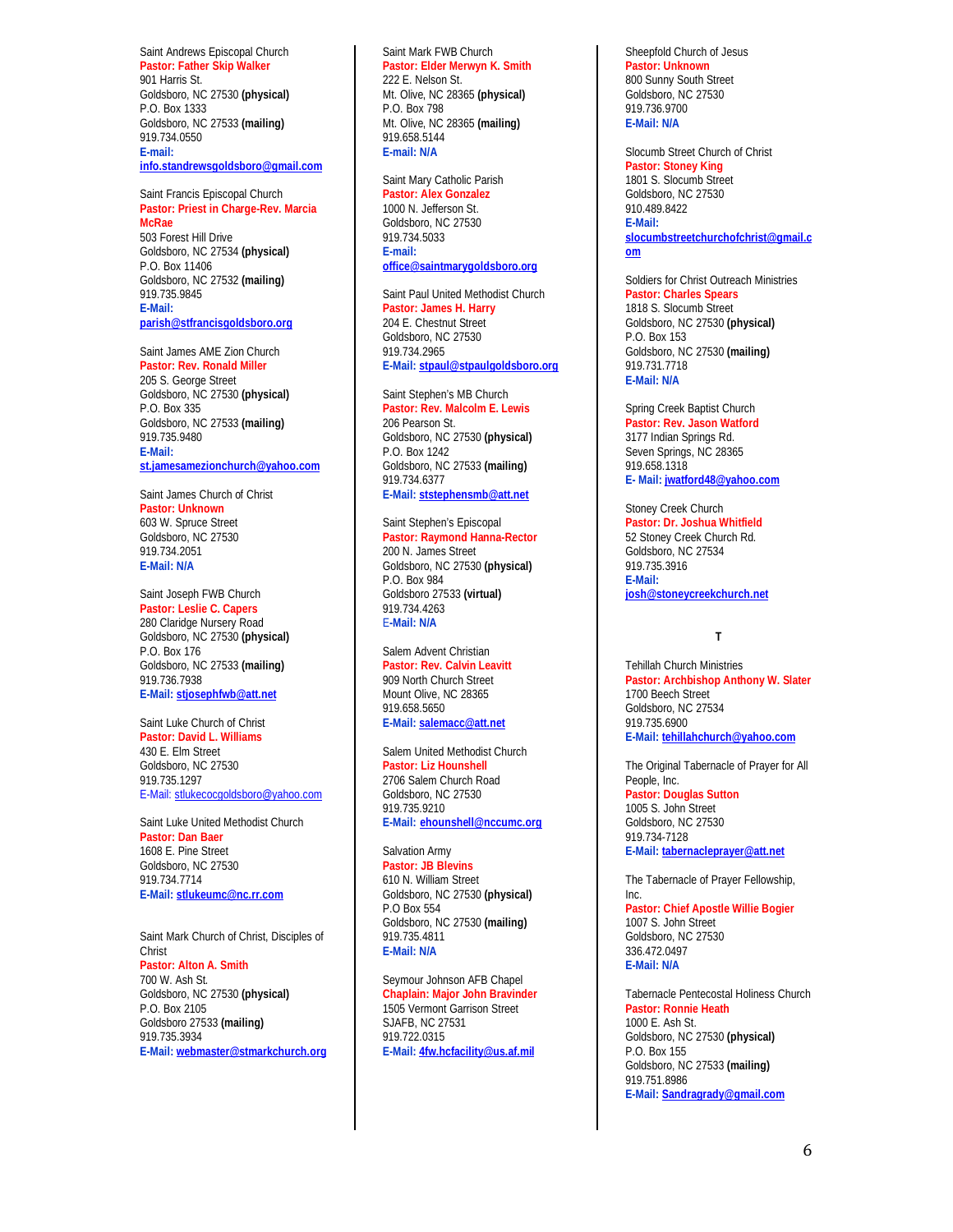Saint Andrews Episcopal Church
**Pastor: Father Skip Walker**
901 Harris St.
Goldsboro, NC 27530 **(physical)**
P.O. Box 1333
Goldsboro, NC 27533 **(mailing)**
919.734.0550
**E-mail:**
**info.standrewsgoldsboro@gmail.com**

Saint Francis Episcopal Church
**Pastor: Priest in Charge-Rev. Marcia McRae**
503 Forest Hill Drive
Goldsboro, NC 27534 **(physical)**
P.O. Box 11406
Goldsboro, NC 27532 **(mailing)**
919.735.9845
**E-Mail:**
**parish@stfrancisgoldsboro.org**

Saint James AME Zion Church
**Pastor: Rev. Ronald Miller**
205 S. George Street
Goldsboro, NC 27530 **(physical)**
P.O. Box 335
Goldsboro, NC 27533 **(mailing)**
919.735.9480
**E-Mail:**
**st.jamesamezionchurch@yahoo.com**

Saint James Church of Christ
**Pastor: Unknown**
603 W. Spruce Street
Goldsboro, NC 27530
919.734.2051
**E-Mail: N/A**

Saint Joseph FWB Church
**Pastor: Leslie C. Capers**
280 Claridge Nursery Road
Goldsboro, NC 27530 **(physical)**
P.O. Box 176
Goldsboro, NC 27533 **(mailing)**
919.736.7938
**E-Mail: stjosephfwb@att.net**

Saint Luke Church of Christ
**Pastor: David L. Williams**
430 E. Elm Street
Goldsboro, NC 27530
919.735.1297
E-Mail: stlukecocgoldsboro@yahoo.com

Saint Luke United Methodist Church
**Pastor: Dan Baer**
1608 E. Pine Street
Goldsboro, NC 27530
919.734.7714
**E-Mail: stlukeumc@nc.rr.com**

Saint Mark Church of Christ, Disciples of Christ
**Pastor: Alton A. Smith**
700 W. Ash St.
Goldsboro, NC 27530 **(physical)**
P.O. Box 2105
Goldsboro 27533 **(mailing)**
919.735.3934
**E-Mail: webmaster@stmarkchurch.org**

Saint Mark FWB Church
**Pastor: Elder Merwyn K. Smith**
222 E. Nelson St.
Mt. Olive, NC 28365 **(physical)**
P.O. Box 798
Mt. Olive, NC 28365 **(mailing)**
919.658.5144
**E-mail: N/A**

Saint Mary Catholic Parish
**Pastor: Alex Gonzalez**
1000 N. Jefferson St.
Goldsboro, NC 27530
919.734.5033
**E-mail:**
**office@saintmarygoldsboro.org**

Saint Paul United Methodist Church
**Pastor: James H. Harry**
204 E. Chestnut Street
Goldsboro, NC 27530
919.734.2965
**E-Mail: stpaul@stpaulgoldsboro.org**

Saint Stephen's MB Church
**Pastor: Rev. Malcolm E. Lewis**
206 Pearson St.
Goldsboro, NC 27530 **(physical)**
P.O. Box 1242
Goldsboro, NC 27533 **(mailing)**
919.734.6377
**E-Mail: ststephensmb@att.net**

Saint Stephen's Episcopal
**Pastor: Raymond Hanna-Rector**
200 N. James Street
Goldsboro, NC 27530 **(physical)**
P.O. Box 984
Goldsboro 27533 **(virtual)**
919.734.4263
**E-Mail: N/A**

Salem Advent Christian
**Pastor: Rev. Calvin Leavitt**
909 North Church Street
Mount Olive, NC 28365
919.658.5650
**E-Mail: salemacc@att.net**

Salem United Methodist Church
**Pastor: Liz Hounshell**
2706 Salem Church Road
Goldsboro, NC 27530
919.735.9210
**E-Mail: ehounshell@nccumc.org**

Salvation Army
**Pastor: JB Blevins**
610 N. William Street
Goldsboro, NC 27530 **(physical)**
P.O Box 554
Goldsboro, NC 27530 **(mailing)**
919.735.4811
**E-Mail: N/A**

Seymour Johnson AFB Chapel
**Chaplain: Major John Bravinder**
1505 Vermont Garrison Street
SJAFB, NC 27531
919.722.0315
**E-Mail: 4fw.hcfacility@us.af.mil**

Sheepfold Church of Jesus
**Pastor: Unknown**
800 Sunny South Street
Goldsboro, NC 27530
919.736.9700
**E-Mail: N/A**

Slocumb Street Church of Christ
**Pastor: Stoney King**
1801 S. Slocumb Street
Goldsboro, NC 27530
910.489.8422
**E-Mail:**
**slocumbstreetchurchofchrist@gmail.com**

Soldiers for Christ Outreach Ministries
**Pastor: Charles Spears**
1818 S. Slocumb Street
Goldsboro, NC 27530 **(physical)**
P.O. Box 153
Goldsboro, NC 27530 **(mailing)**
919.731.7718
**E-Mail: N/A**

Spring Creek Baptist Church
**Pastor: Rev. Jason Watford**
3177 Indian Springs Rd.
Seven Springs, NC 28365
919.658.1318
**E- Mail: jwatford48@yahoo.com**

Stoney Creek Church
**Pastor: Dr. Joshua Whitfield**
52 Stoney Creek Church Rd.
Goldsboro, NC 27534
919.735.3916
**E-Mail:**
**josh@stoneycreekchurch.net**

## T

Tehillah Church Ministries
**Pastor: Archbishop Anthony W. Slater**
1700 Beech Street
Goldsboro, NC 27534
919.735.6900
**E-Mail: tehillahchurch@yahoo.com**

The Original Tabernacle of Prayer for All People, Inc.
**Pastor: Douglas Sutton**
1005 S. John Street
Goldsboro, NC 27530
919.734-7128
**E-Mail: tabernacleprayer@att.net**

The Tabernacle of Prayer Fellowship, Inc.
**Pastor: Chief Apostle Willie Bogier**
1007 S. John Street
Goldsboro, NC 27530
336.472.0497
**E-Mail: N/A**

Tabernacle Pentecostal Holiness Church
**Pastor: Ronnie Heath**
1000 E. Ash St.
Goldsboro, NC 27530 **(physical)**
P.O. Box 155
Goldsboro, NC 27533 **(mailing)**
919.751.8986
**E-Mail: Sandragrady@gmail.com**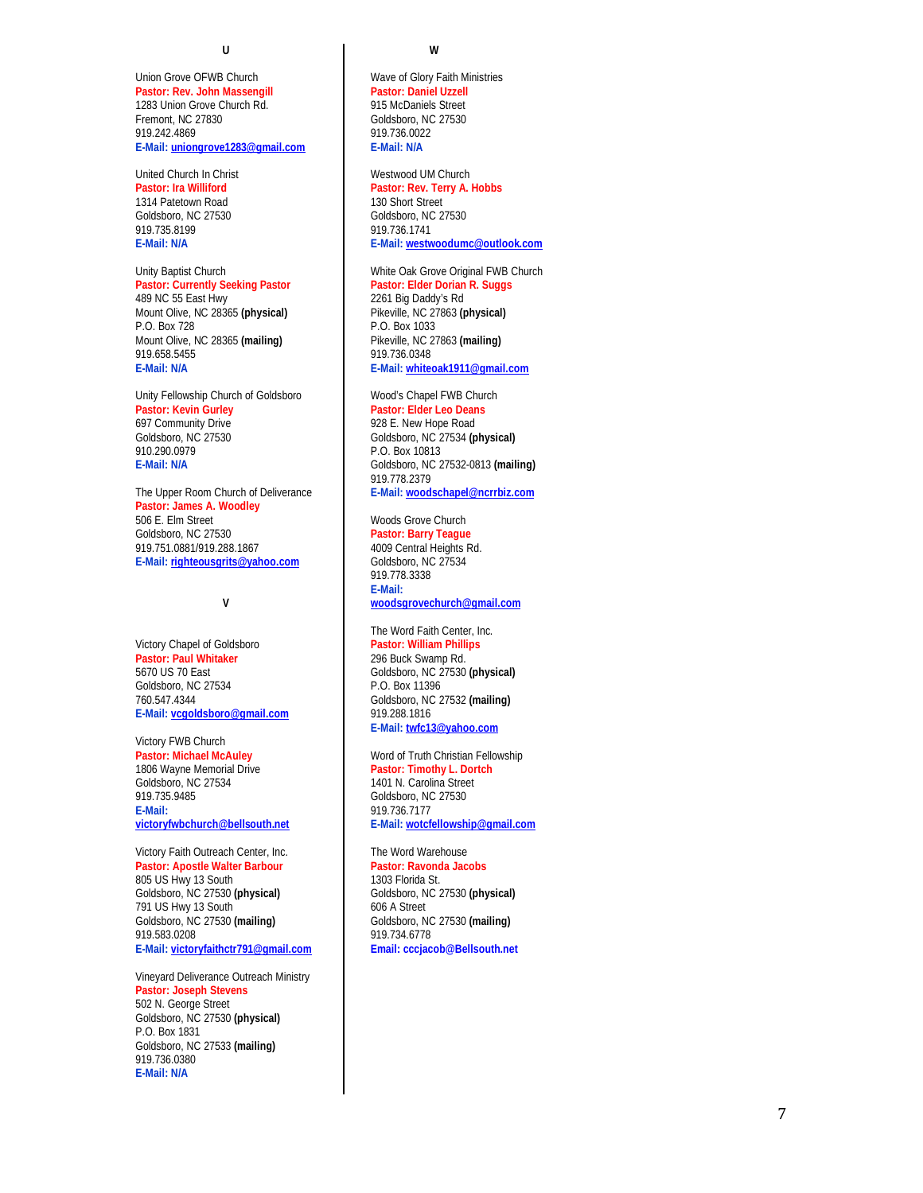## U

Union Grove OFWB Church
**Pastor: Rev. John Massengill**
1283 Union Grove Church Rd.
Fremont, NC 27830
919.242.4869
**E-Mail: uniongrove1283@gmail.com**

United Church In Christ
**Pastor: Ira Williford**
1314 Patetown Road
Goldsboro, NC 27530
919.735.8199
**E-Mail: N/A**

Unity Baptist Church
**Pastor: Currently Seeking Pastor**
489 NC 55 East Hwy
Mount Olive, NC 28365 **(physical)**
P.O. Box 728
Mount Olive, NC 28365 **(mailing)**
919.658.5455
**E-Mail: N/A**

Unity Fellowship Church of Goldsboro
**Pastor: Kevin Gurley**
697 Community Drive
Goldsboro, NC 27530
910.290.0979
**E-Mail: N/A**

The Upper Room Church of Deliverance
**Pastor: James A. Woodley**
506 E. Elm Street
Goldsboro, NC 27530
919.751.0881/919.288.1867
**E-Mail: righteousgrits@yahoo.com**

## V

Victory Chapel of Goldsboro
**Pastor: Paul Whitaker**
5670 US 70 East
Goldsboro, NC 27534
760.547.4344
**E-Mail: vcgoldsboro@gmail.com**

Victory FWB Church
**Pastor: Michael McAuley**
1806 Wayne Memorial Drive
Goldsboro, NC 27534
919.735.9485
**E-Mail: victoryfwbchurch@bellsouth.net**

Victory Faith Outreach Center, Inc.
**Pastor: Apostle Walter Barbour**
805 US Hwy 13 South
Goldsboro, NC 27530 **(physical)**
791 US Hwy 13 South
Goldsboro, NC 27530 **(mailing)**
919.583.0208
**E-Mail: victoryfaithctr791@gmail.com**

Vineyard Deliverance Outreach Ministry
**Pastor: Joseph Stevens**
502 N. George Street
Goldsboro, NC 27530 **(physical)**
P.O. Box 1831
Goldsboro, NC 27533 **(mailing)**
919.736.0380
**E-Mail: N/A**

## W

Wave of Glory Faith Ministries
**Pastor: Daniel Uzzell**
915 McDaniels Street
Goldsboro, NC 27530
919.736.0022
**E-Mail: N/A**

Westwood UM Church
**Pastor: Rev. Terry A. Hobbs**
130 Short Street
Goldsboro, NC 27530
919.736.1741
**E-Mail: westwoodumc@outlook.com**

White Oak Grove Original FWB Church
**Pastor: Elder Dorian R. Suggs**
2261 Big Daddy's Rd
Pikeville, NC 27863 **(physical)**
P.O. Box 1033
Pikeville, NC 27863 **(mailing)**
919.736.0348
**E-Mail: whiteoak1911@gmail.com**

Wood's Chapel FWB Church
**Pastor: Elder Leo Deans**
928 E. New Hope Road
Goldsboro, NC 27534 **(physical)**
P.O. Box 10813
Goldsboro, NC 27532-0813 **(mailing)**
919.778.2379
**E-Mail: woodschapel@ncrrbiz.com**

Woods Grove Church
**Pastor: Barry Teague**
4009 Central Heights Rd.
Goldsboro, NC 27534
919.778.3338
**E-Mail: woodsgrovechurch@gmail.com**

The Word Faith Center, Inc.
**Pastor: William Phillips**
296 Buck Swamp Rd.
Goldsboro, NC 27530 **(physical)**
P.O. Box 11396
Goldsboro, NC 27532 **(mailing)**
919.288.1816
**E-Mail: twfc13@yahoo.com**

Word of Truth Christian Fellowship
**Pastor: Timothy L. Dortch**
1401 N. Carolina Street
Goldsboro, NC 27530
919.736.7177
**E-Mail: wotcfellowship@gmail.com**

The Word Warehouse
**Pastor: Ravonda Jacobs**
1303 Florida St.
Goldsboro, NC 27530 **(physical)**
606 A Street
Goldsboro, NC 27530 **(mailing)**
919.734.6778
**Email: cccjacob@Bellsouth.net**